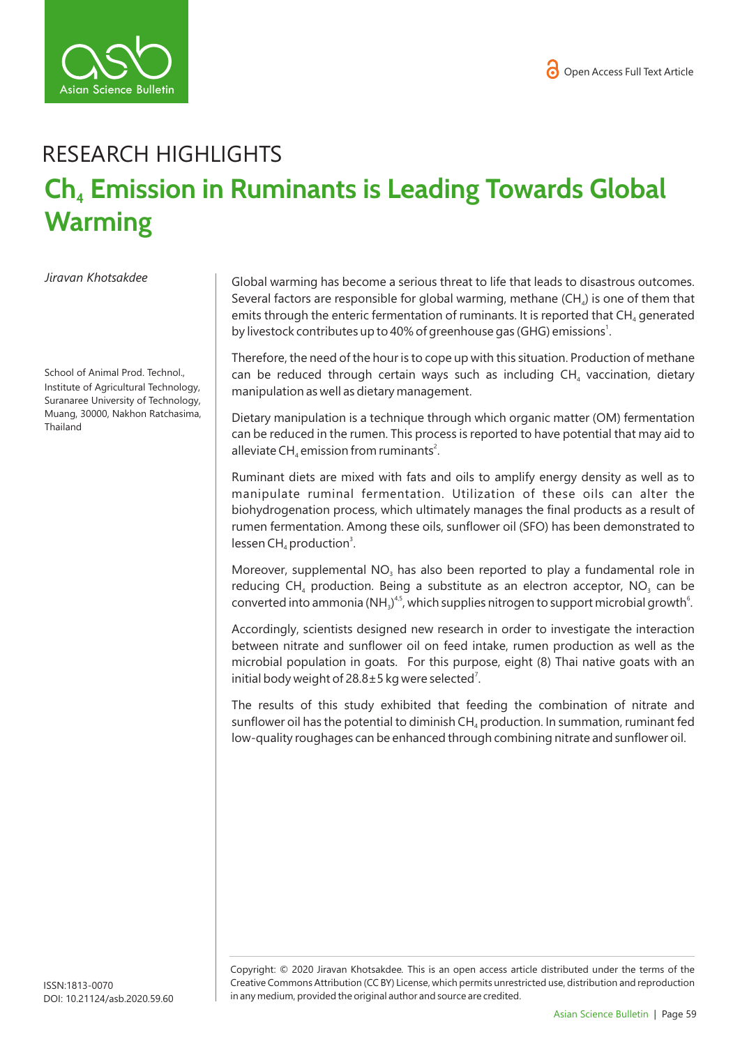RESEARCH HIGHLIGHTS

# $Ch_4$ Emission in Ruminants is Leading Towards Global Warming

*Jiravan Khotsakdee*

School of Animal Prod. Technol., Institute of Agricultural Technology, Suranaree University of Technology, Muang, 30000, Nakhon Ratchasima, Thailand

Global warming has become a serious threat to life that leads to disastrous outcomes. Several factors are responsible for global warming, methane ($CH_4$) is one of them that emits through the enteric fermentation of ruminants. It is reported that $CH_4$ generated by livestock contributes up to 40% of greenhouse gas (GHG) emissions[1].

Therefore, the need of the hour is to cope up with this situation. Production of methane can be reduced through certain ways such as including $CH_4$ vaccination, dietary manipulation as well as dietary management.

Dietary manipulation is a technique through which organic matter (OM) fermentation can be reduced in the rumen. This process is reported to have potential that may aid to alleviate $CH_4$ emission from ruminants[2].

Ruminant diets are mixed with fats and oils to amplify energy density as well as to manipulate ruminal fermentation. Utilization of these oils can alter the biohydrogenation process, which ultimately manages the final products as a result of rumen fermentation. Among these oils, sunflower oil (SFO) has been demonstrated to lessen $CH_4$ production[3].

Moreover, supplemental $NO_3$ has also been reported to play a fundamental role in reducing $CH_4$ production. Being a substitute as an electron acceptor, $NO_3$ can be converted into ammonia ($NH_3$)[4,5], which supplies nitrogen to support microbial growth[6].

Accordingly, scientists designed new research in order to investigate the interaction between nitrate and sunflower oil on feed intake, rumen production as well as the microbial population in goats. For this purpose, eight (8) Thai native goats with an initial body weight of 28.8±5 kg were selected[7].

The results of this study exhibited that feeding the combination of nitrate and sunflower oil has the potential to diminish $CH_4$ production. In summation, ruminant fed low-quality roughages can be enhanced through combining nitrate and sunflower oil.

ISSN:1813-0070
DOI: 10.21124/asb.2020.59.60

Copyright: © 2020 Jiravan Khotsakdee. This is an open access article distributed under the terms of the Creative Commons Attribution (CC BY) License, which permits unrestricted use, distribution and reproduction in any medium, provided the original author and source are credited.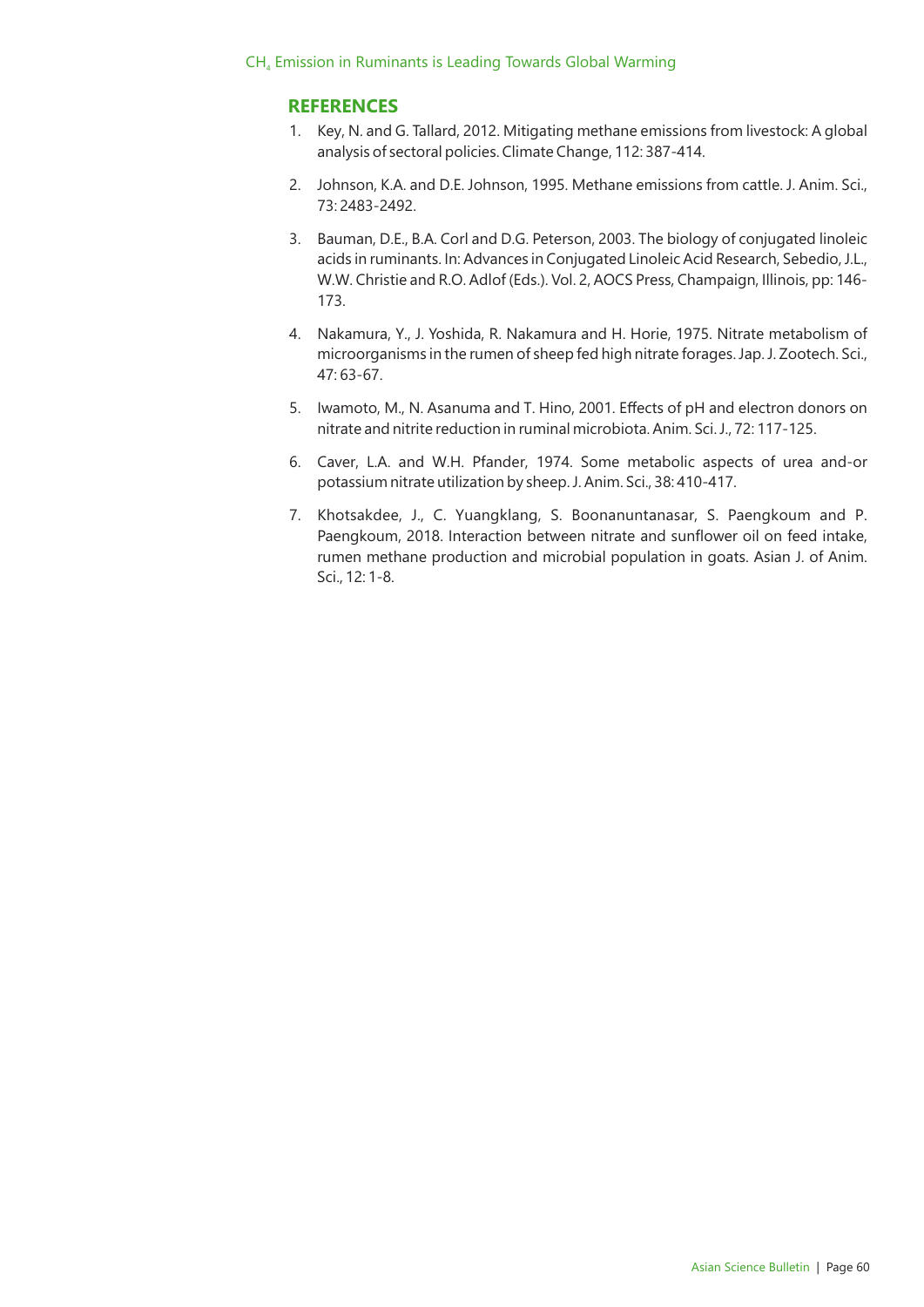## REFERENCES

1. Key, N. and G. Tallard, 2012. Mitigating methane emissions from livestock: A global analysis of sectoral policies. Climate Change, 112: 387-414.

2. Johnson, K.A. and D.E. Johnson, 1995. Methane emissions from cattle. J. Anim. Sci., 73: 2483-2492.

3. Bauman, D.E., B.A. Corl and D.G. Peterson, 2003. The biology of conjugated linoleic acids in ruminants. In: Advances in Conjugated Linoleic Acid Research, Sebedio, J.L., W.W. Christie and R.O. Adlof (Eds.). Vol. 2, AOCS Press, Champaign, Illinois, pp: 146-173.

4. Nakamura, Y., J. Yoshida, R. Nakamura and H. Horie, 1975. Nitrate metabolism of microorganisms in the rumen of sheep fed high nitrate forages. Jap. J. Zootech. Sci., 47: 63-67.

5. Iwamoto, M., N. Asanuma and T. Hino, 2001. Effects of pH and electron donors on nitrate and nitrite reduction in ruminal microbiota. Anim. Sci. J., 72: 117-125.

6. Caver, L.A. and W.H. Pfander, 1974. Some metabolic aspects of urea and-or potassium nitrate utilization by sheep. J. Anim. Sci., 38: 410-417.

7. Khotsakdee, J., C. Yuangklang, S. Boonanuntanasar, S. Paengkoum and P. Paengkoum, 2018. Interaction between nitrate and sunflower oil on feed intake, rumen methane production and microbial population in goats. Asian J. of Anim. Sci., 12: 1-8.